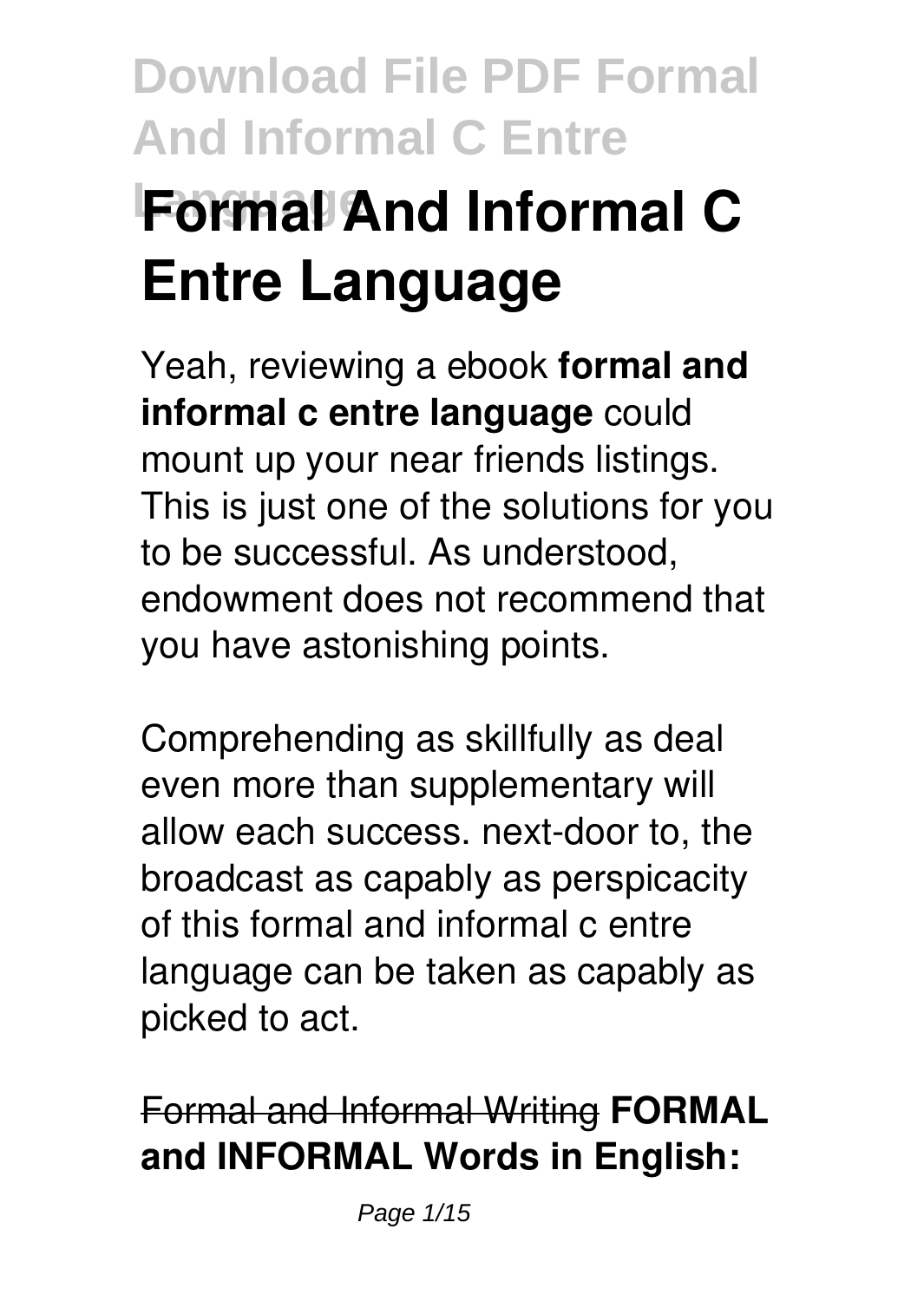# Download File PDF Formal And Informal C Entre Language

# Formal And Informal C Entre Language

Yeah, reviewing a ebook **formal and informal c entre language** could mount up your near friends listings. This is just one of the solutions for you to be successful. As understood, endowment does not recommend that you have astonishing points.

Comprehending as skillfully as deal even more than supplementary will allow each success. next-door to, the broadcast as capably as perspicacity of this formal and informal c entre language can be taken as capably as picked to act.

~~Formal and Informal Writing~~ **FORMAL and INFORMAL Words in English:**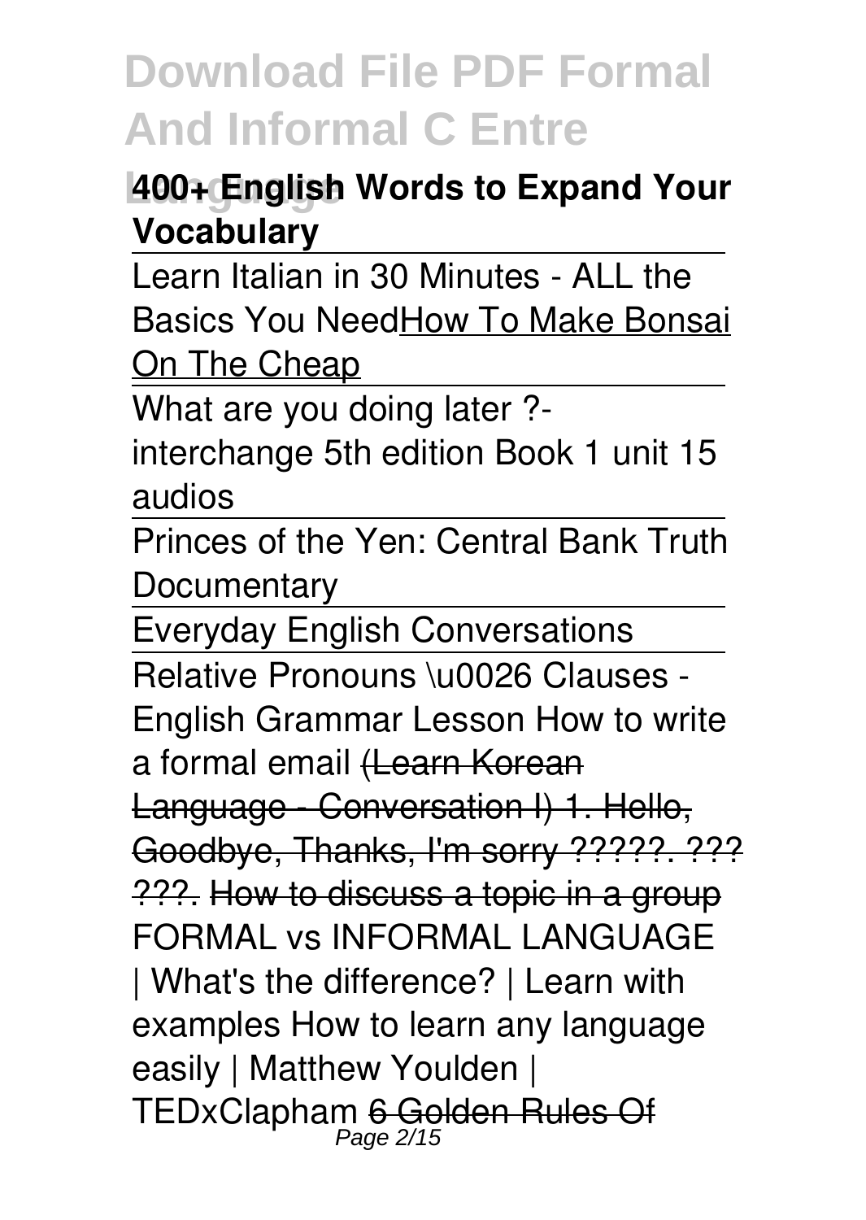**400+ English Words to Expand Your Vocabulary**

Learn Italian in 30 Minutes - ALL the Basics You NeedHow To Make Bonsai On The Cheap

What are you doing later ?- interchange 5th edition Book 1 unit 15 audios

Princes of the Yen: Central Bank Truth Documentary

Everyday English Conversations

Relative Pronouns \u0026 Clauses - English Grammar Lesson How to write a formal email ~~(Learn Korean Language - Conversation I) 1. Hello, Goodbye, Thanks, I'm sorry ?????. ??? ???.~~ ~~How to discuss a topic in a group~~ FORMAL vs INFORMAL LANGUAGE | What's the difference? | Learn with examples How to learn any language easily | Matthew Youlden | TEDxClapham ~~6 Golden Rules Of~~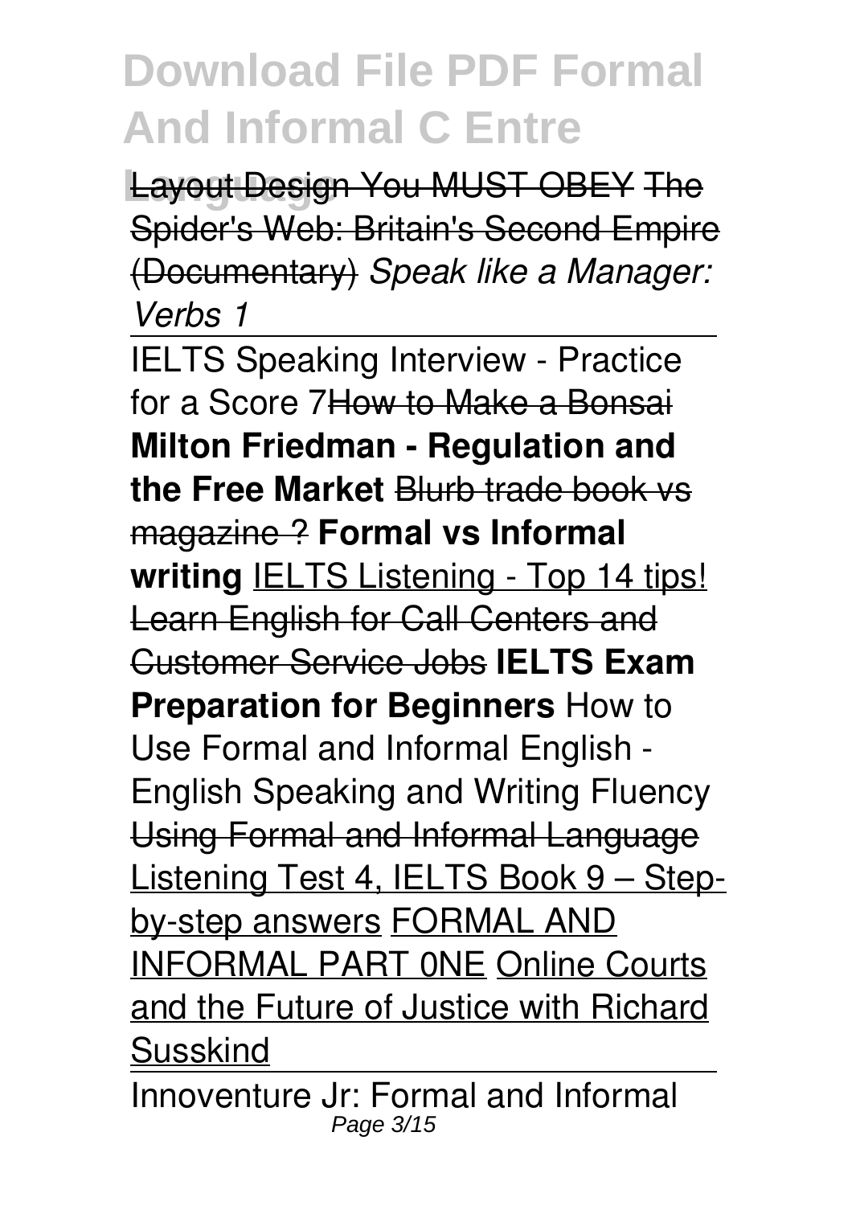Layout Design You MUST OBEY The Spider's Web: Britain's Second Empire (Documentary) *Speak like a Manager: Verbs 1*

IELTS Speaking Interview - Practice for a Score 7How to Make a Bonsai **Milton Friedman - Regulation and the Free Market** Blurb trade book vs magazine ? **Formal vs Informal writing** IELTS Listening - Top 14 tips! Learn English for Call Centers and Customer Service Jobs **IELTS Exam Preparation for Beginners** How to Use Formal and Informal English - English Speaking and Writing Fluency Using Formal and Informal Language Listening Test 4, IELTS Book 9 – Step-by-step answers FORMAL AND INFORMAL PART 0NE Online Courts and the Future of Justice with Richard Susskind

Innoventure Jr: Formal and Informal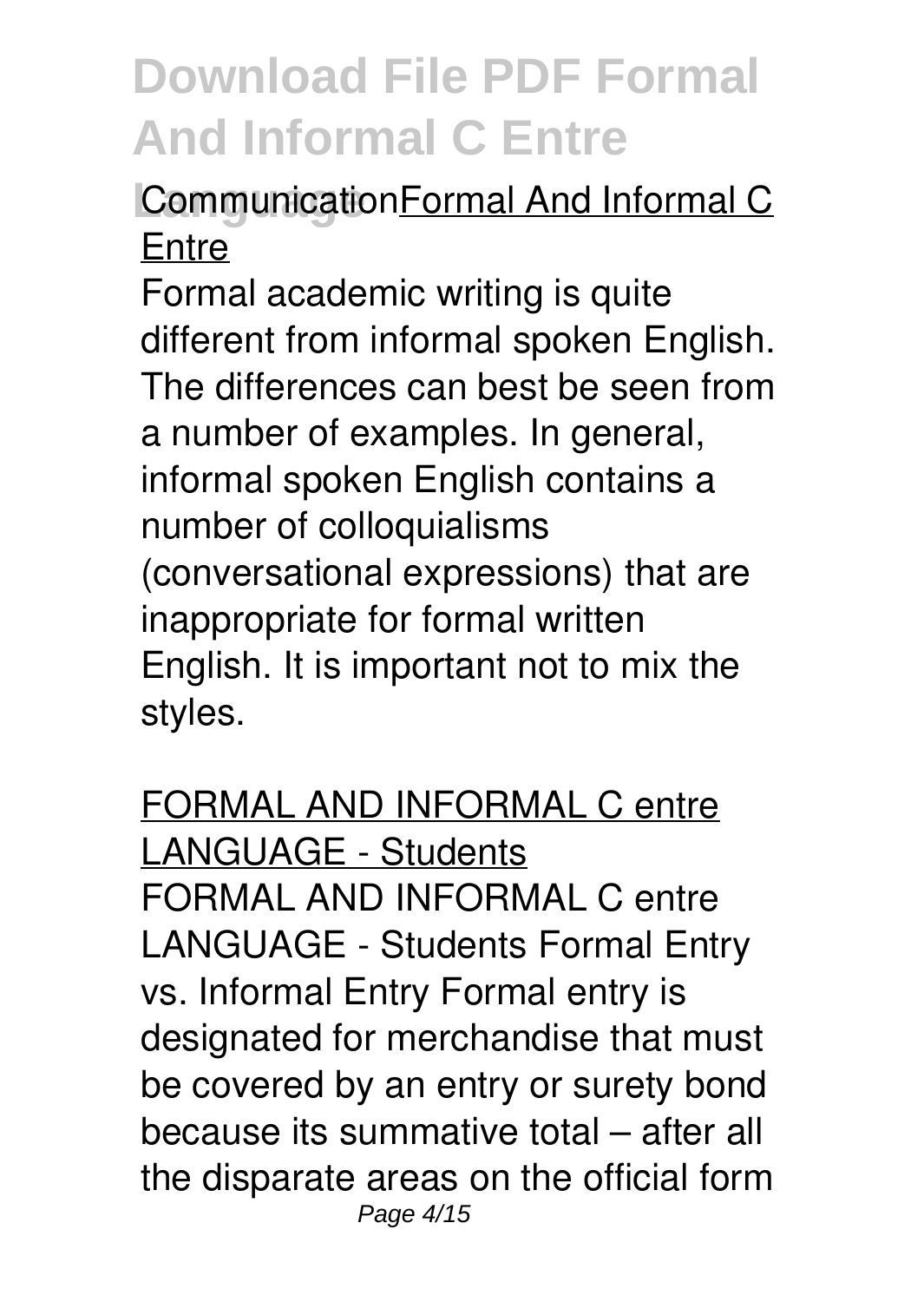**Language** CommunicationFormal And Informal C Entre

Formal academic writing is quite different from informal spoken English. The differences can best be seen from a number of examples. In general, informal spoken English contains a number of colloquialisms (conversational expressions) that are inappropriate for formal written English. It is important not to mix the styles.

FORMAL AND INFORMAL C entre LANGUAGE - Students

FORMAL AND INFORMAL C entre LANGUAGE - Students Formal Entry vs. Informal Entry Formal entry is designated for merchandise that must be covered by an entry or surety bond because its summative total – after all the disparate areas on the official form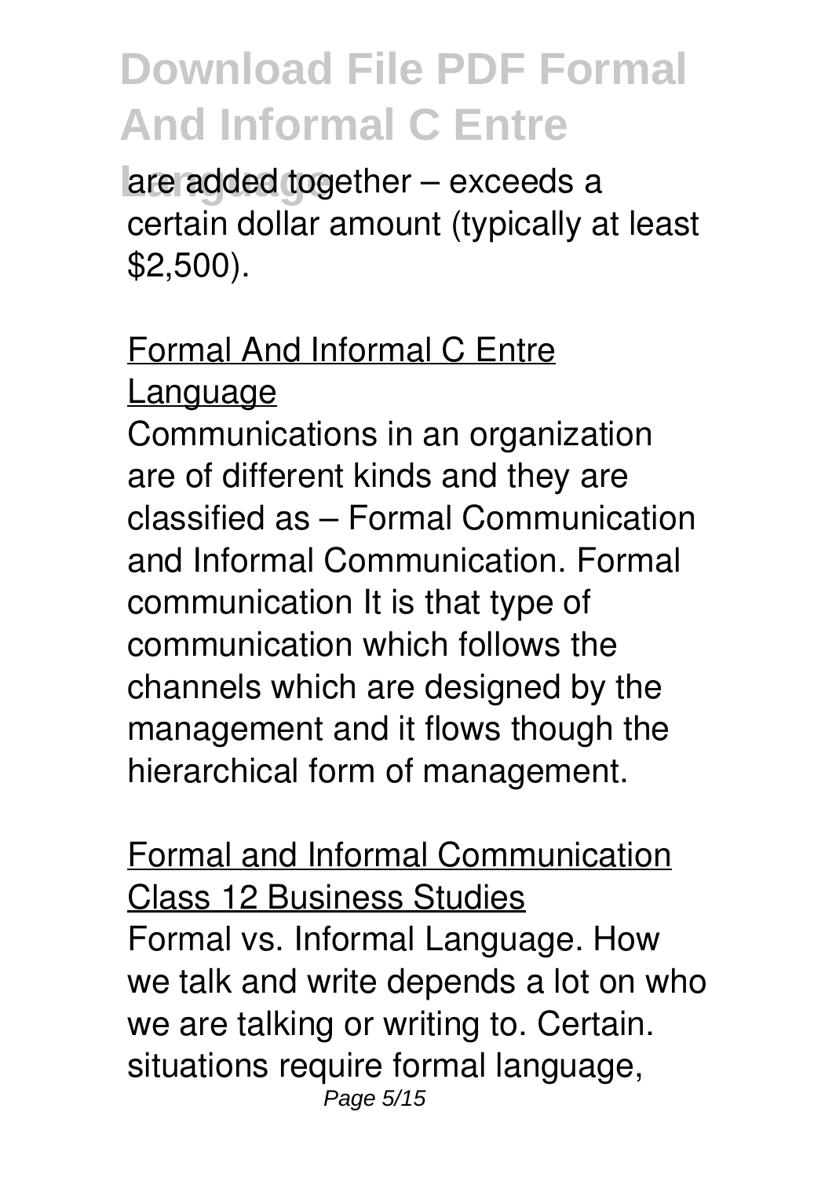are added together – exceeds a certain dollar amount (typically at least $2,500).

## Formal And Informal C Entre Language

Communications in an organization are of different kinds and they are classified as – Formal Communication and Informal Communication. Formal communication It is that type of communication which follows the channels which are designed by the management and it flows though the hierarchical form of management.

## Formal and Informal Communication Class 12 Business Studies

Formal vs. Informal Language. How we talk and write depends a lot on who we are talking or writing to. Certain. situations require formal language,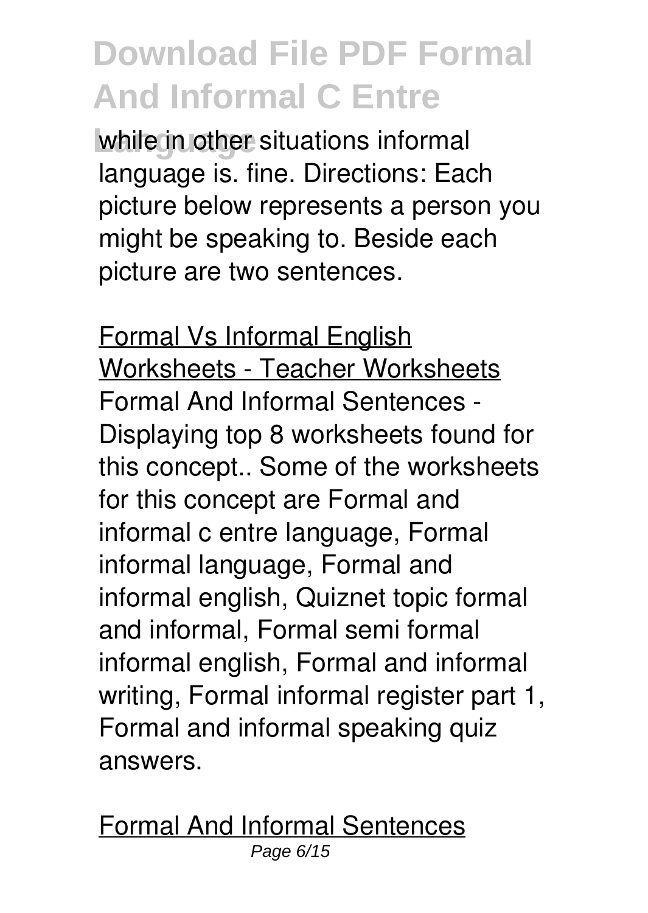while in other situations informal language is. fine. Directions: Each picture below represents a person you might be speaking to. Beside each picture are two sentences.

## Formal Vs Informal English Worksheets - Teacher Worksheets

Formal And Informal Sentences - Displaying top 8 worksheets found for this concept.. Some of the worksheets for this concept are Formal and informal c entre language, Formal informal language, Formal and informal english, Quiznet topic formal and informal, Formal semi formal informal english, Formal and informal writing, Formal informal register part 1, Formal and informal speaking quiz answers.

## Formal And Informal Sentences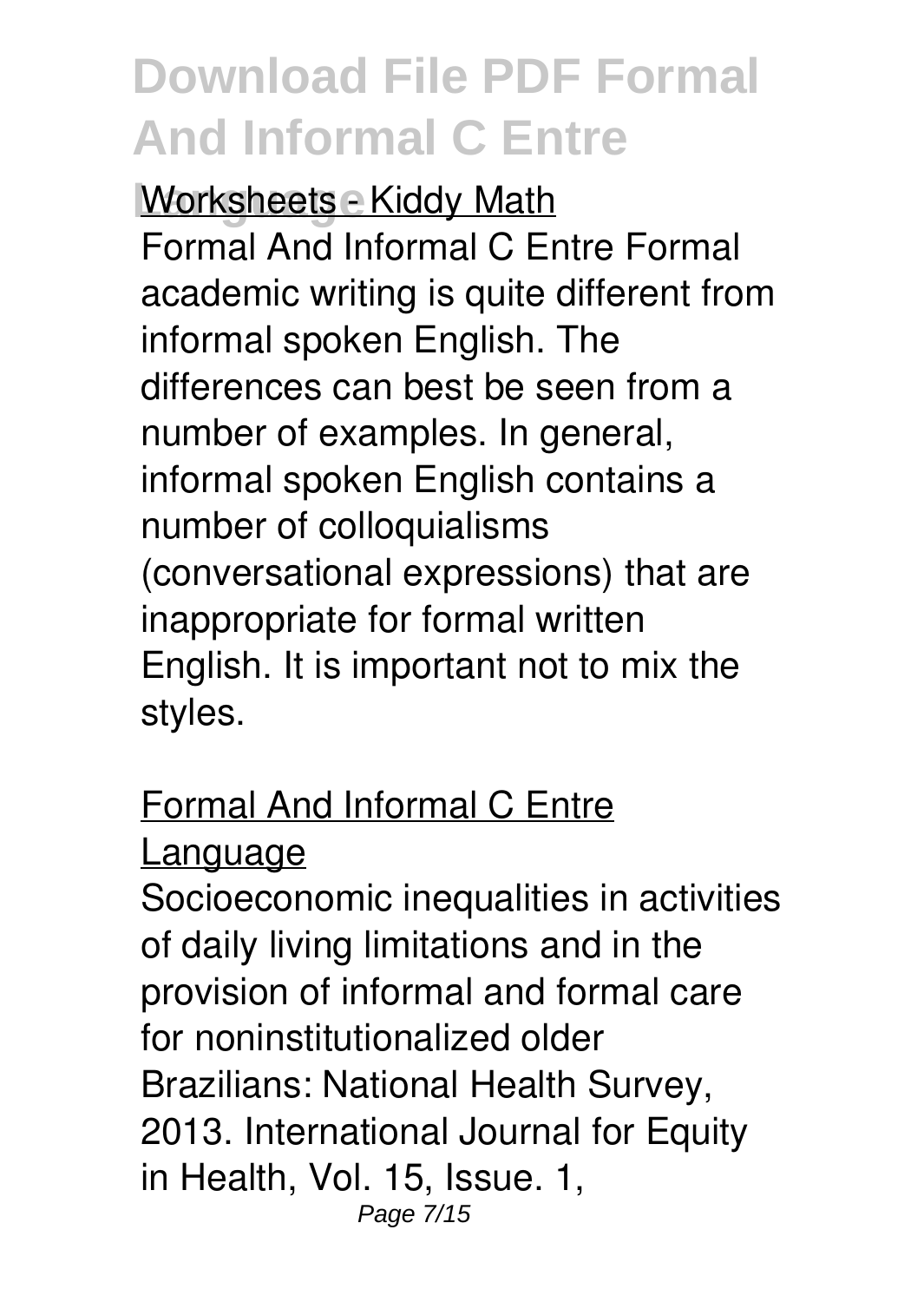Worksheets - Kiddy Math

Formal And Informal C Entre Formal academic writing is quite different from informal spoken English. The differences can best be seen from a number of examples. In general, informal spoken English contains a number of colloquialisms (conversational expressions) that are inappropriate for formal written English. It is important not to mix the styles.

## Formal And Informal C Entre Language

Socioeconomic inequalities in activities of daily living limitations and in the provision of informal and formal care for noninstitutionalized older Brazilians: National Health Survey, 2013. International Journal for Equity in Health, Vol. 15, Issue. 1,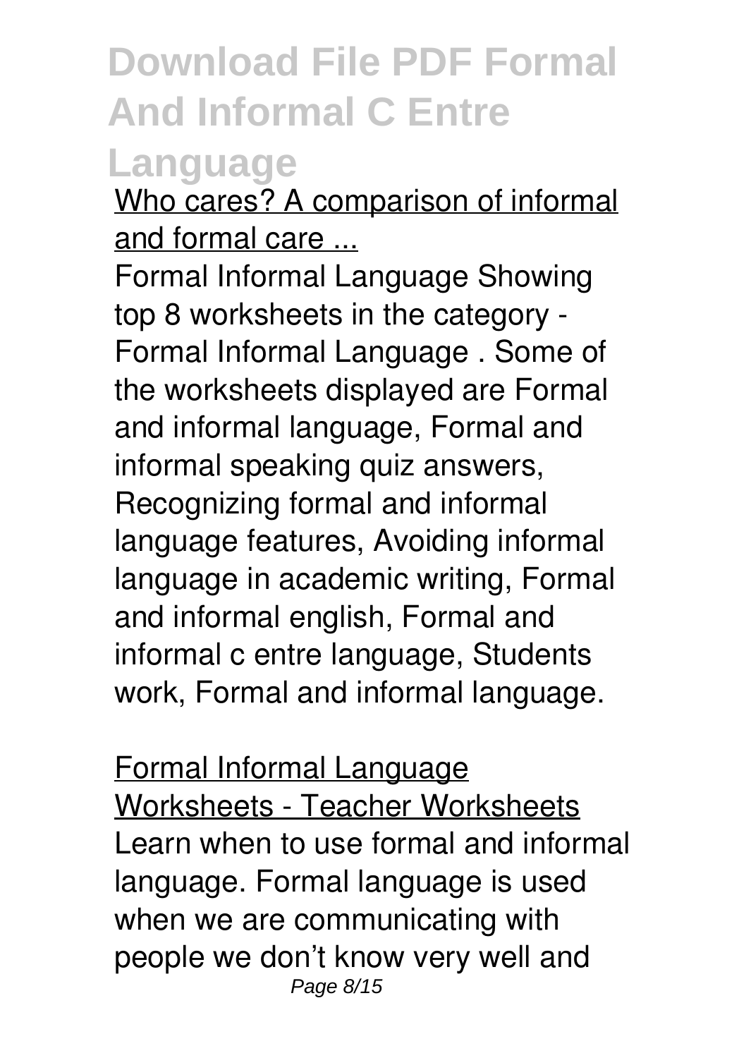Who cares? A comparison of informal and formal care ...

Formal Informal Language Showing top 8 worksheets in the category - Formal Informal Language . Some of the worksheets displayed are Formal and informal language, Formal and informal speaking quiz answers, Recognizing formal and informal language features, Avoiding informal language in academic writing, Formal and informal english, Formal and informal c entre language, Students work, Formal and informal language.

Formal Informal Language Worksheets - Teacher Worksheets

Learn when to use formal and informal language. Formal language is used when we are communicating with people we don't know very well and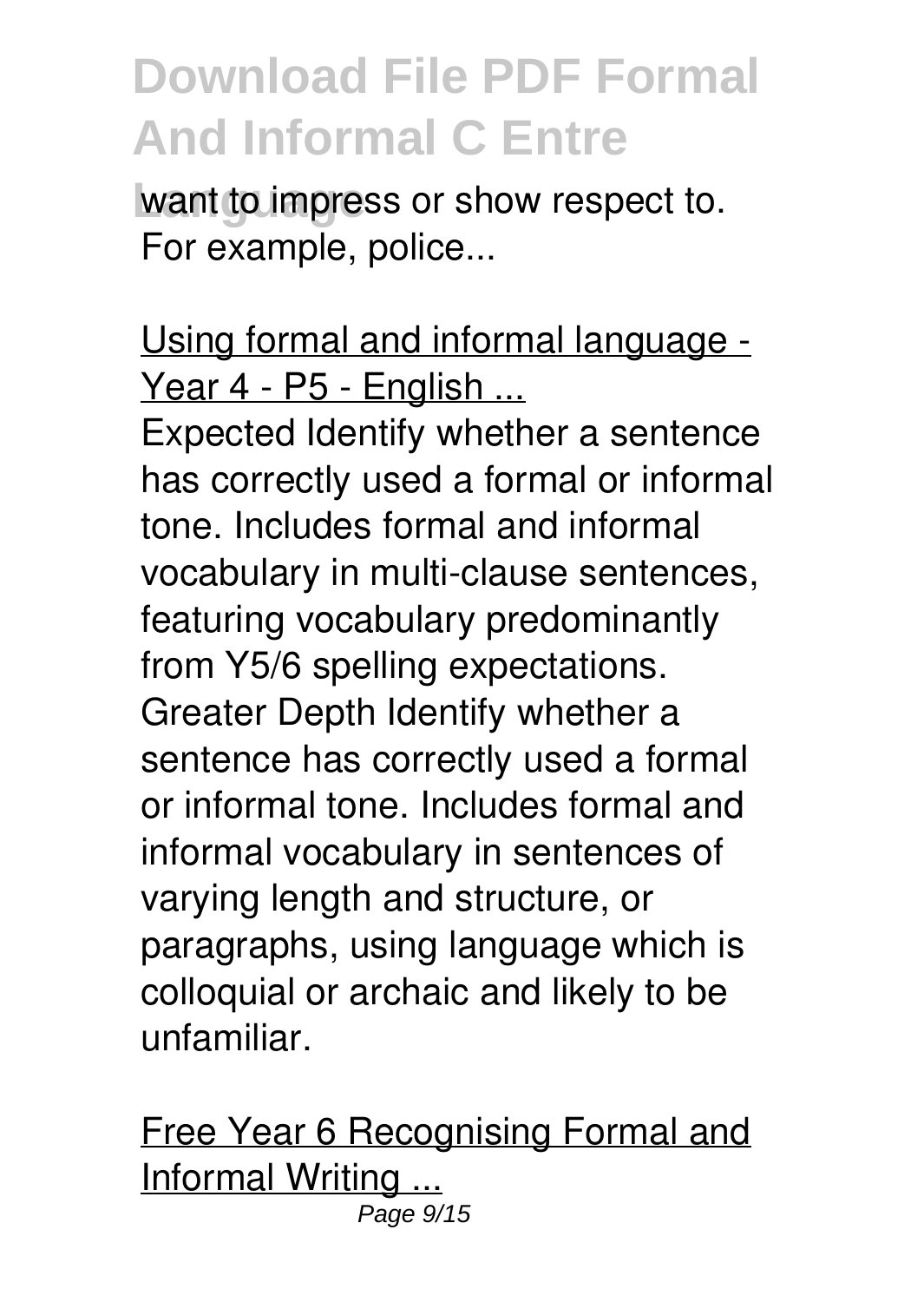want to impress or show respect to. For example, police...

Using formal and informal language - Year 4 - P5 - English ...

Expected Identify whether a sentence has correctly used a formal or informal tone. Includes formal and informal vocabulary in multi-clause sentences, featuring vocabulary predominantly from Y5/6 spelling expectations. Greater Depth Identify whether a sentence has correctly used a formal or informal tone. Includes formal and informal vocabulary in sentences of varying length and structure, or paragraphs, using language which is colloquial or archaic and likely to be unfamiliar.

Free Year 6 Recognising Formal and Informal Writing ...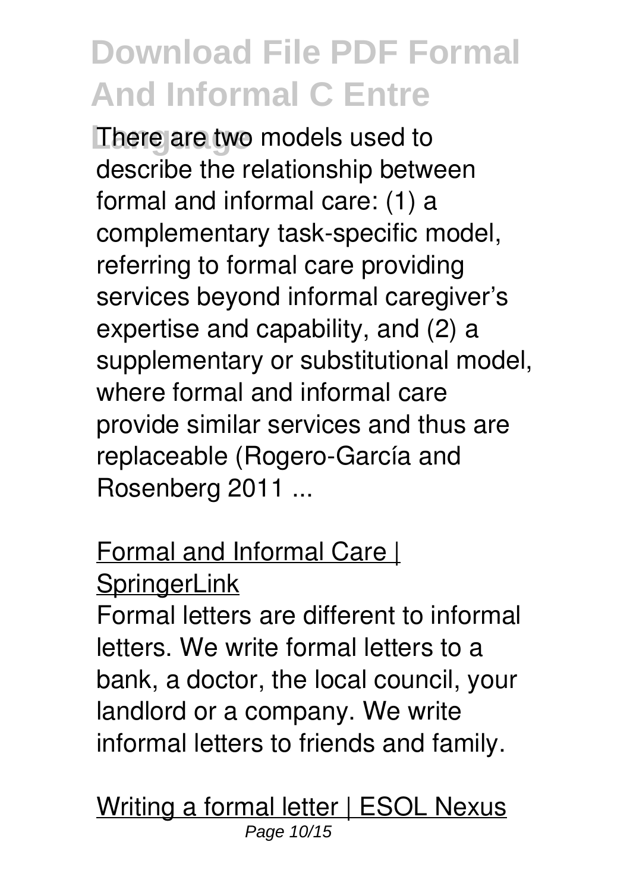There are two models used to describe the relationship between formal and informal care: (1) a complementary task-specific model, referring to formal care providing services beyond informal caregiver's expertise and capability, and (2) a supplementary or substitutional model, where formal and informal care provide similar services and thus are replaceable (Rogero-García and Rosenberg 2011 ...

Formal and Informal Care | SpringerLink

Formal letters are different to informal letters. We write formal letters to a bank, a doctor, the local council, your landlord or a company. We write informal letters to friends and family.

Writing a formal letter | ESOL Nexus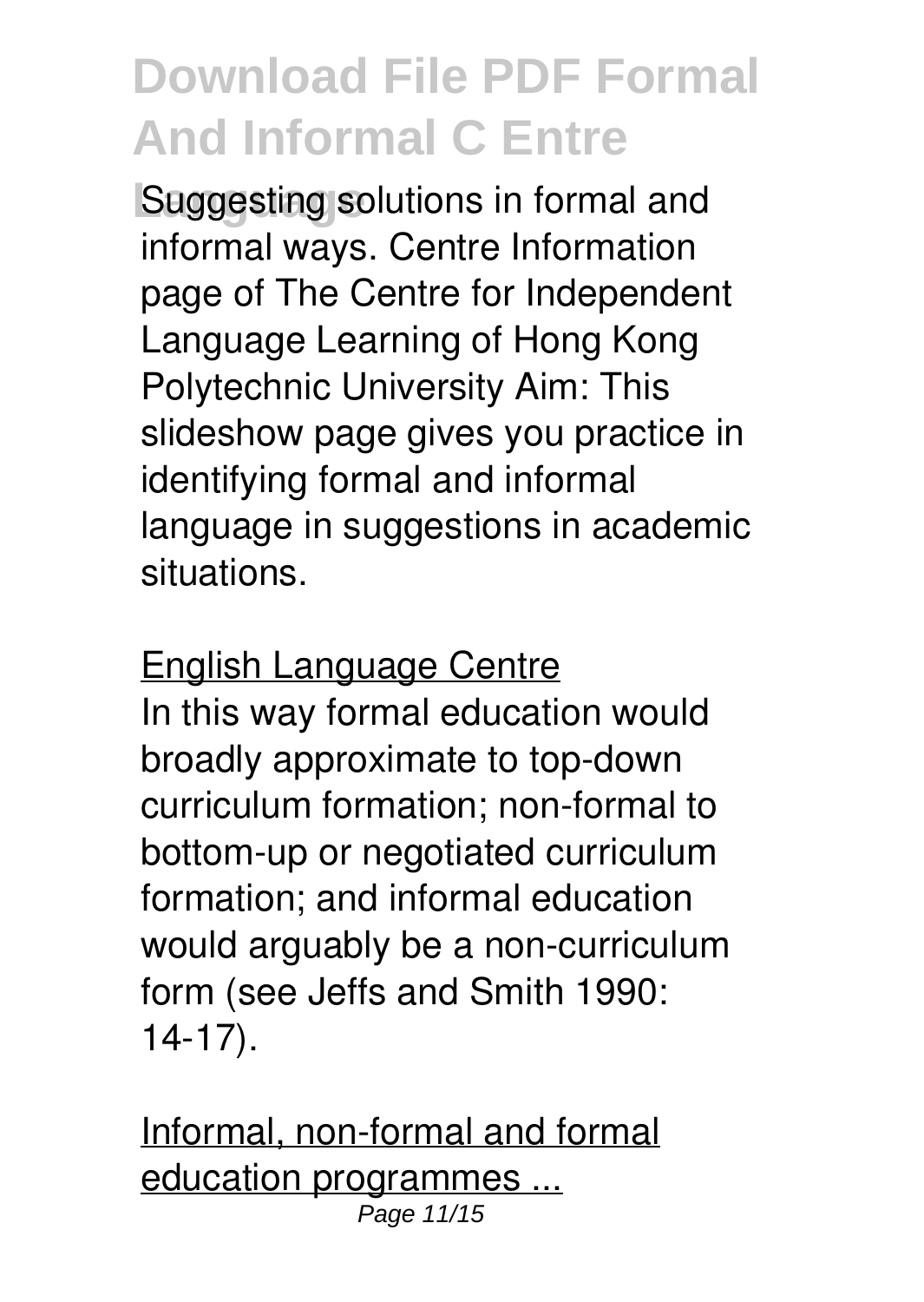Suggesting solutions in formal and informal ways. Centre Information page of The Centre for Independent Language Learning of Hong Kong Polytechnic University Aim: This slideshow page gives you practice in identifying formal and informal language in suggestions in academic situations.

English Language Centre

In this way formal education would broadly approximate to top-down curriculum formation; non-formal to bottom-up or negotiated curriculum formation; and informal education would arguably be a non-curriculum form (see Jeffs and Smith 1990: 14-17).

Informal, non-formal and formal education programmes ...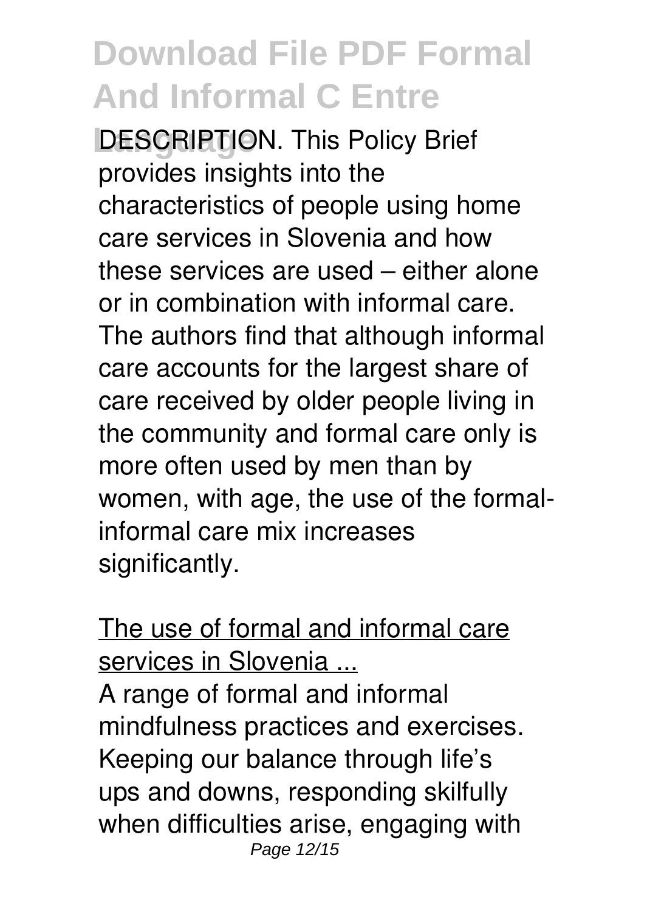DESCRIPTION. This Policy Brief provides insights into the characteristics of people using home care services in Slovenia and how these services are used – either alone or in combination with informal care. The authors find that although informal care accounts for the largest share of care received by older people living in the community and formal care only is more often used by men than by women, with age, the use of the formal-informal care mix increases significantly.

The use of formal and informal care services in Slovenia ...

A range of formal and informal mindfulness practices and exercises. Keeping our balance through life's ups and downs, responding skilfully when difficulties arise, engaging with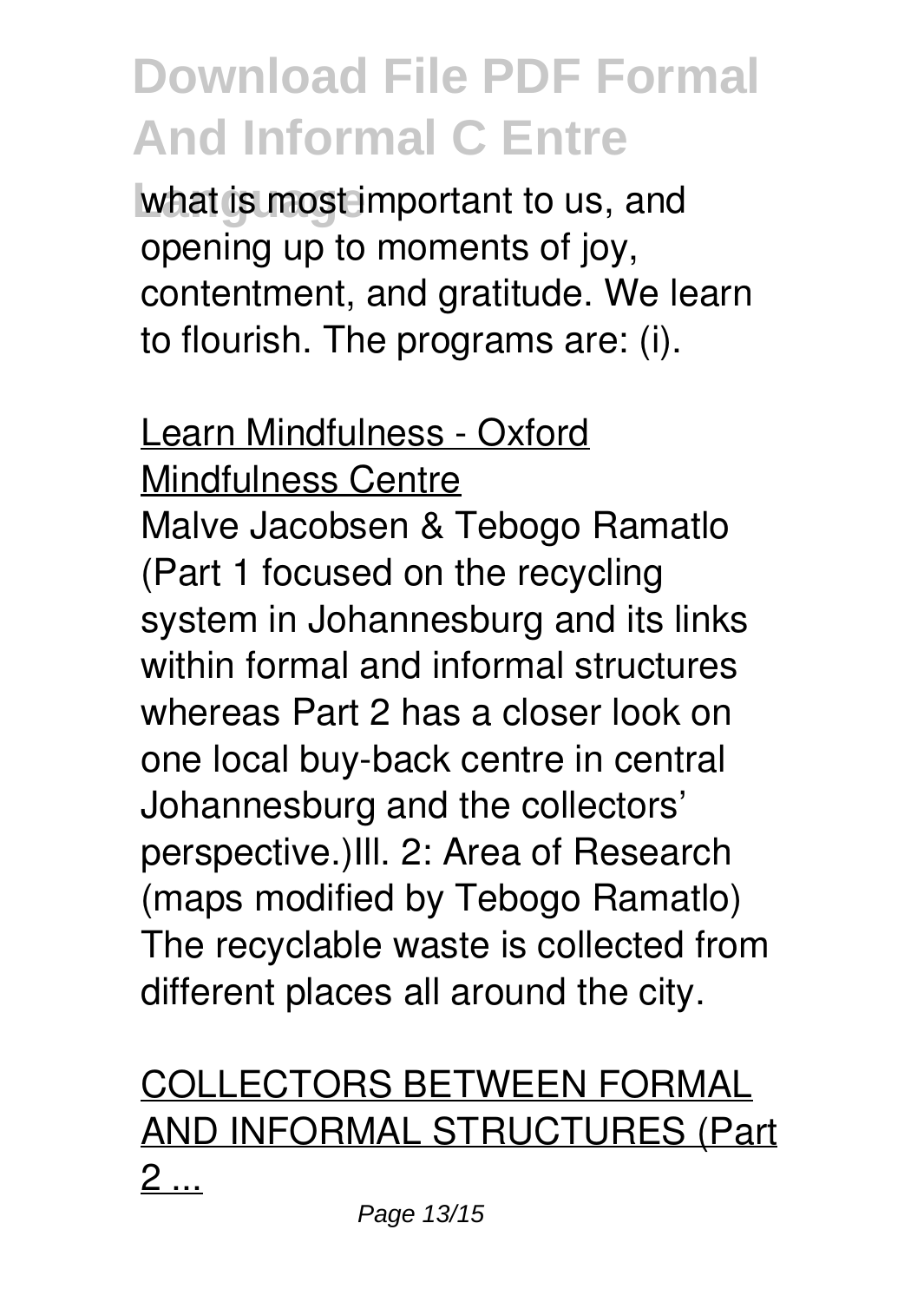what is most important to us, and opening up to moments of joy, contentment, and gratitude. We learn to flourish. The programs are: (i).

## Learn Mindfulness - Oxford Mindfulness Centre

Malve Jacobsen & Tebogo Ramatlo (Part 1 focused on the recycling system in Johannesburg and its links within formal and informal structures whereas Part 2 has a closer look on one local buy-back centre in central Johannesburg and the collectors' perspective.)Ill. 2: Area of Research (maps modified by Tebogo Ramatlo) The recyclable waste is collected from different places all around the city.

## COLLECTORS BETWEEN FORMAL AND INFORMAL STRUCTURES (Part 2 ...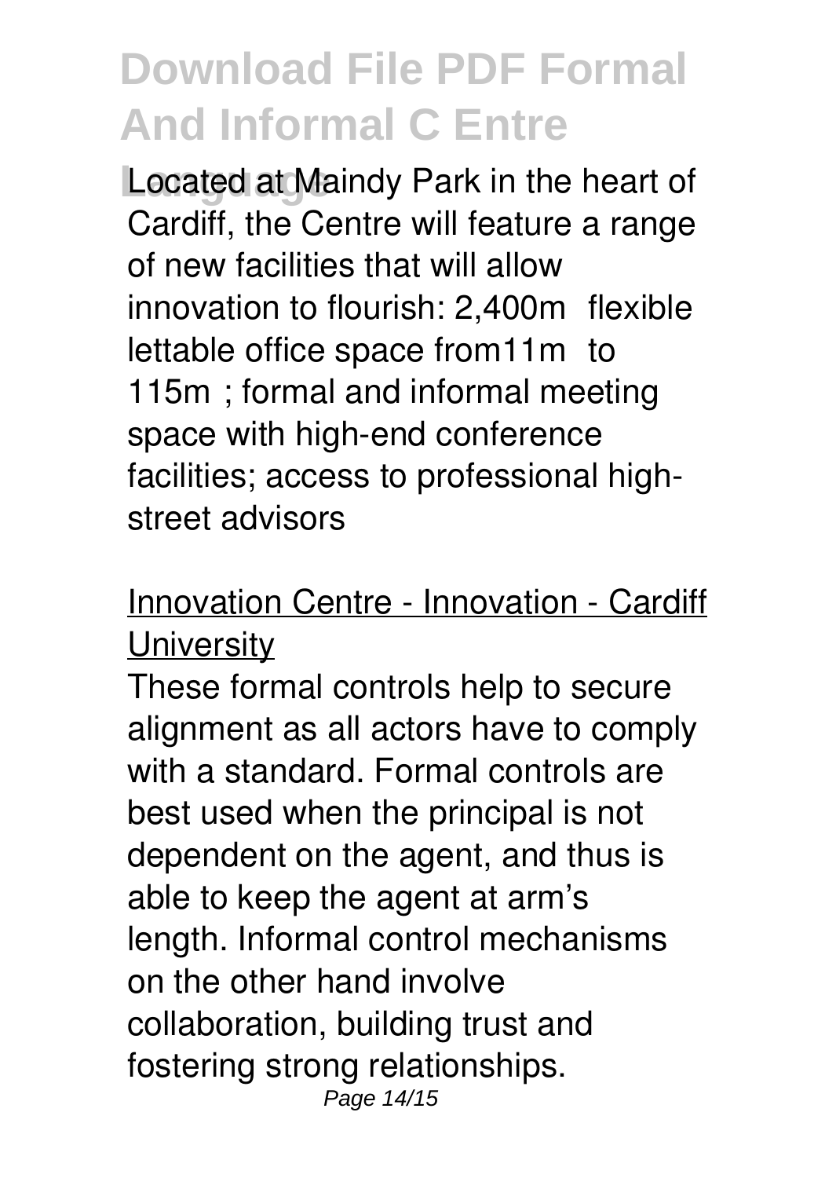Located at Maindy Park in the heart of Cardiff, the Centre will feature a range of new facilities that will allow innovation to flourish: 2,400m flexible lettable office space from11m to 115m ; formal and informal meeting space with high-end conference facilities; access to professional high-street advisors

## Innovation Centre - Innovation - Cardiff University

These formal controls help to secure alignment as all actors have to comply with a standard. Formal controls are best used when the principal is not dependent on the agent, and thus is able to keep the agent at arm's length. Informal control mechanisms on the other hand involve collaboration, building trust and fostering strong relationships.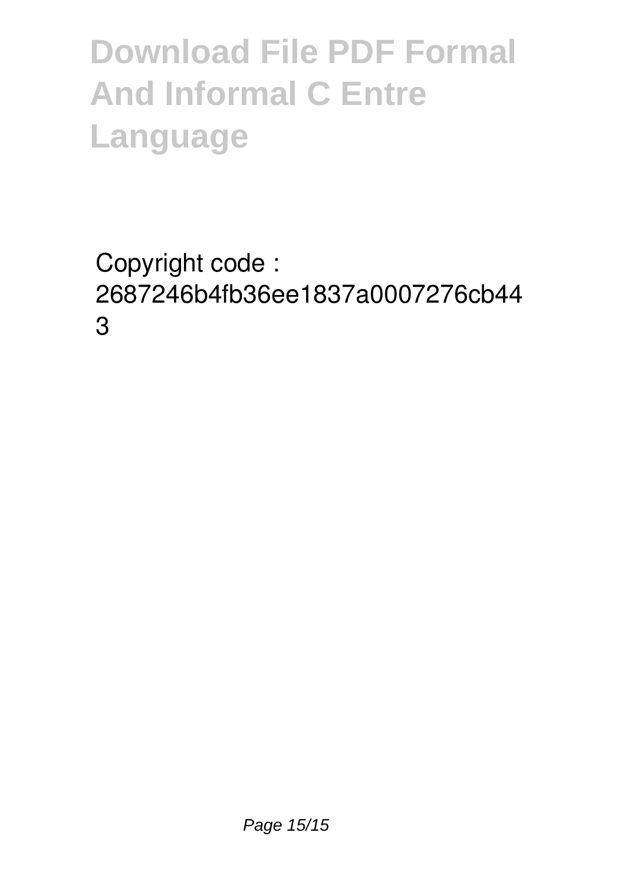Copyright code : 2687246b4fb36ee1837a0007276cb443